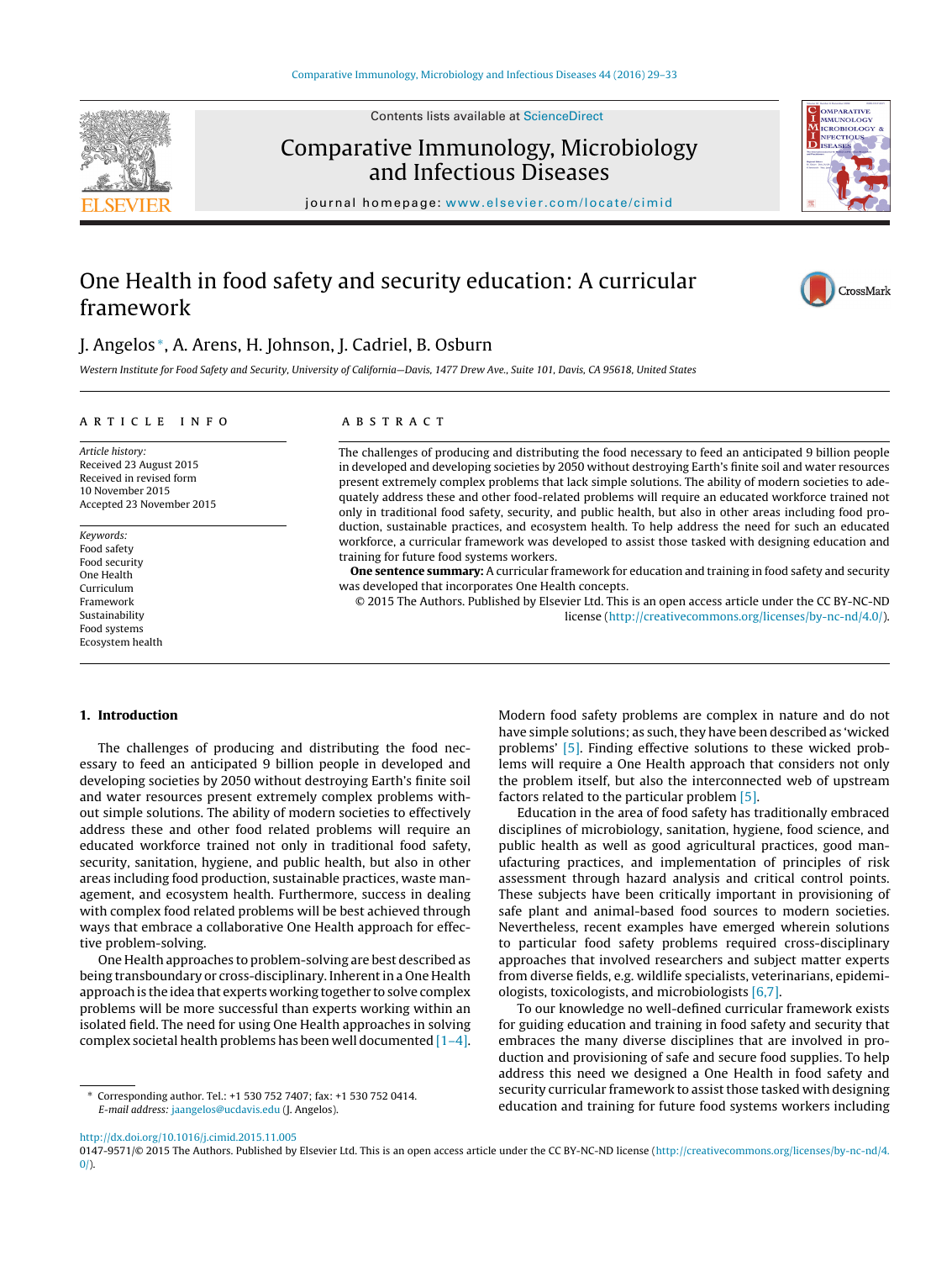# One Health in food safety and security education: A curricular framework

J. Angelos*, A. Arens, H. Johnson, J. Cadriel, B. Osburn

*Western Institute for Food Safety and Security, University of California—Davis, 1477 Drew Ave., Suite 101, Davis, CA 95618, United States*

## ARTICLE INFO

*Article history:*
Received 23 August 2015
Received in revised form
10 November 2015
Accepted 23 November 2015

*Keywords:*
Food safety
Food security
One Health
Curriculum
Framework
Sustainability
Food systems
Ecosystem health

## ABSTRACT

The challenges of producing and distributing the food necessary to feed an anticipated 9 billion people in developed and developing societies by 2050 without destroying Earth's finite soil and water resources present extremely complex problems that lack simple solutions. The ability of modern societies to adequately address these and other food-related problems will require an educated workforce trained not only in traditional food safety, security, and public health, but also in other areas including food production, sustainable practices, and ecosystem health. To help address the need for such an educated workforce, a curricular framework was developed to assist those tasked with designing education and training for future food systems workers.

**One sentence summary:** A curricular framework for education and training in food safety and security was developed that incorporates One Health concepts.

© 2015 The Authors. Published by Elsevier Ltd. This is an open access article under the CC BY-NC-ND license (http://creativecommons.org/licenses/by-nc-nd/4.0/).

## 1. Introduction

The challenges of producing and distributing the food necessary to feed an anticipated 9 billion people in developed and developing societies by 2050 without destroying Earth's finite soil and water resources present extremely complex problems without simple solutions. The ability of modern societies to effectively address these and other food related problems will require an educated workforce trained not only in traditional food safety, security, sanitation, hygiene, and public health, but also in other areas including food production, sustainable practices, waste management, and ecosystem health. Furthermore, success in dealing with complex food related problems will be best achieved through ways that embrace a collaborative One Health approach for effective problem-solving.

One Health approaches to problem-solving are best described as being transboundary or cross-disciplinary. Inherent in a One Health approach is the idea that experts working together to solve complex problems will be more successful than experts working within an isolated field. The need for using One Health approaches in solving complex societal health problems has been well documented [1–4].

Modern food safety problems are complex in nature and do not have simple solutions; as such, they have been described as 'wicked problems' [5]. Finding effective solutions to these wicked problems will require a One Health approach that considers not only the problem itself, but also the interconnected web of upstream factors related to the particular problem [5].

Education in the area of food safety has traditionally embraced disciplines of microbiology, sanitation, hygiene, food science, and public health as well as good agricultural practices, good manufacturing practices, and implementation of principles of risk assessment through hazard analysis and critical control points. These subjects have been critically important in provisioning of safe plant and animal-based food sources to modern societies. Nevertheless, recent examples have emerged wherein solutions to particular food safety problems required cross-disciplinary approaches that involved researchers and subject matter experts from diverse fields, e.g. wildlife specialists, veterinarians, epidemiologists, toxicologists, and microbiologists [6,7].

To our knowledge no well-defined curricular framework exists for guiding education and training in food safety and security that embraces the many diverse disciplines that are involved in production and provisioning of safe and secure food supplies. To help address this need we designed a One Health in food safety and security curricular framework to assist those tasked with designing education and training for future food systems workers including

* Corresponding author. Tel.: +1 530 752 7407; fax: +1 530 752 0414.
*E-mail address:* jaangelos@ucdavis.edu (J. Angelos).

http://dx.doi.org/10.1016/j.cimid.2015.11.005
0147-9571/© 2015 The Authors. Published by Elsevier Ltd. This is an open access article under the CC BY-NC-ND license (http://creativecommons.org/licenses/by-nc-nd/4.0/).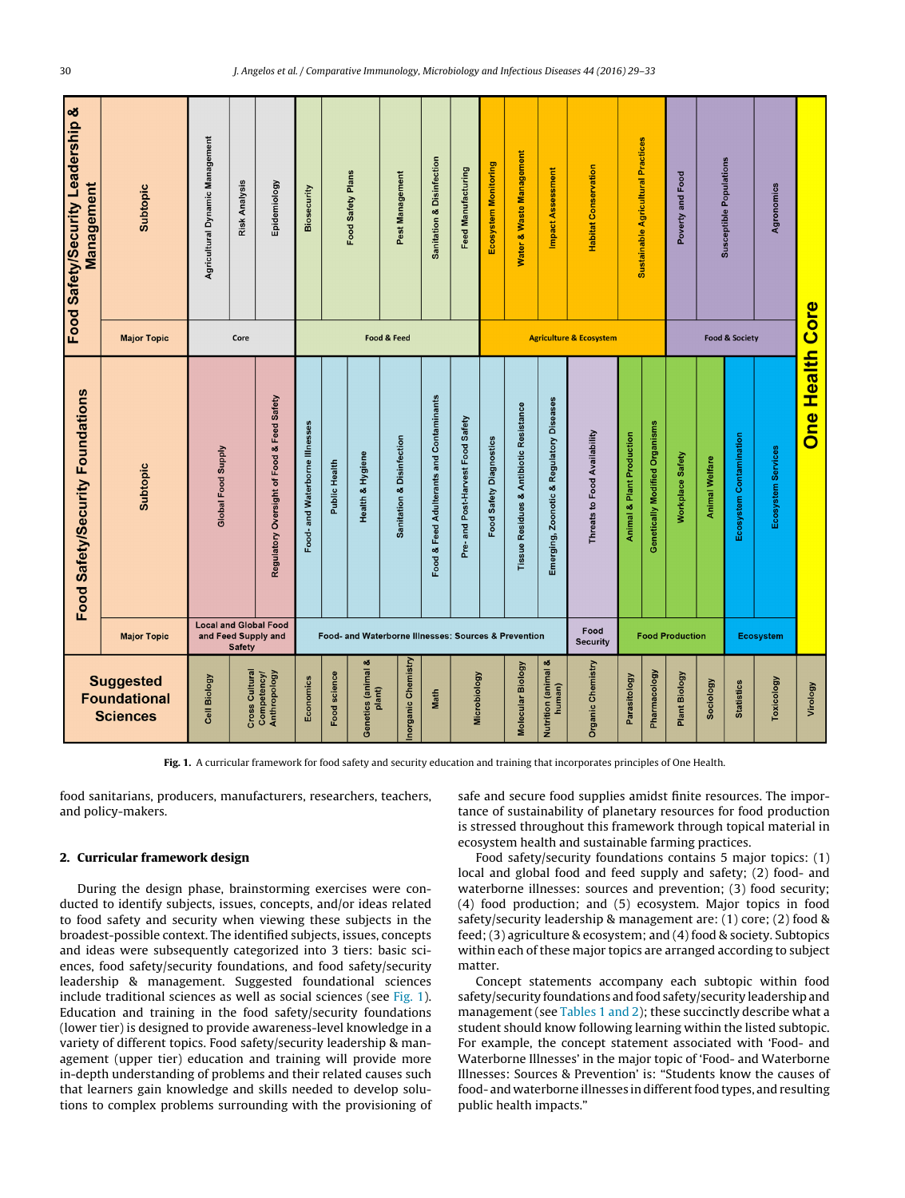| Tier | Major Topic | Subtopic |
| --- | --- | --- |
| Food Safety/Security Leadership & Management | Core | Agricultural Dynamic Management; Risk Analysis; Epidemiology |
| | Food & Feed | Biosecurity; Food Safety Plans; Pest Management; Sanitation & Disinfection; Feed Manufacturing |
| | Agriculture & Ecosystem | Ecosystem Monitoring; Water & Waste Management; Impact Assessment; Habitat Conservation; Sustainable Agricultural Practices |
| | Food & Society | Poverty and Food; Susceptible Populations; Agronomics |
| Food Safety/Security Foundations | Local and Global Food and Feed Supply and Safety | Global Food Supply; Regulatory Oversight of Food & Feed Safety |
| | Food- and Waterborne Illnesses: Sources & Prevention | Food- and Waterborne Illnesses; Public Health; Health & Hygiene; Sanitation & Disinfection; Food & Feed Adulterants and Contaminants; Pre- and Post-Harvest Food Safety; Food Safety Diagnostics; Tissue Residues & Antibiotic Resistance; Emerging, Zoonotic & Regulatory Diseases |
| | Food Security | Threats to Food Availability |
| | Food Production | Animal & Plant Production; Genetically Modified Organisms; Workplace Safety; Animal Welfare |
| | Ecosystem | Ecosystem Contamination; Ecosystem Services |
| Suggested Foundational Sciences | | Cell Biology; Cross Cultural Competency/Anthropology; Economics; Food science; Genetics (animal & plant); Inorganic Chemistry; Math; Microbiology; Molecular Biology; Nutrition (animal & human); Organic Chemistry; Parasitology; Pharmacology; Plant Biology; Sociology; Statistics; Toxicology; Virology |
| One Health Core | | |

**Fig. 1.** A curricular framework for food safety and security education and training that incorporates principles of One Health.

food sanitarians, producers, manufacturers, researchers, teachers, and policy-makers.

## 2. Curricular framework design

During the design phase, brainstorming exercises were conducted to identify subjects, issues, concepts, and/or ideas related to food safety and security when viewing these subjects in the broadest-possible context. The identified subjects, issues, concepts and ideas were subsequently categorized into 3 tiers: basic sciences, food safety/security foundations, and food safety/security leadership & management. Suggested foundational sciences include traditional sciences as well as social sciences (see Fig. 1). Education and training in the food safety/security foundations (lower tier) is designed to provide awareness-level knowledge in a variety of different topics. Food safety/security leadership & management (upper tier) education and training will provide more in-depth understanding of problems and their related causes such that learners gain knowledge and skills needed to develop solutions to complex problems surrounding with the provisioning of safe and secure food supplies amidst finite resources. The importance of sustainability of planetary resources for food production is stressed throughout this framework through topical material in ecosystem health and sustainable farming practices.

Food safety/security foundations contains 5 major topics: (1) local and global food and feed supply and safety; (2) food- and waterborne illnesses: sources and prevention; (3) food security; (4) food production; and (5) ecosystem. Major topics in food safety/security leadership & management are: (1) core; (2) food & feed; (3) agriculture & ecosystem; and (4) food & society. Subtopics within each of these major topics are arranged according to subject matter.

Concept statements accompany each subtopic within food safety/security foundations and food safety/security leadership and management (see Tables 1 and 2); these succinctly describe what a student should know following learning within the listed subtopic. For example, the concept statement associated with 'Food- and Waterborne Illnesses' in the major topic of 'Food- and Waterborne Illnesses: Sources & Prevention' is: "Students know the causes of food- and waterborne illnesses in different food types, and resulting public health impacts."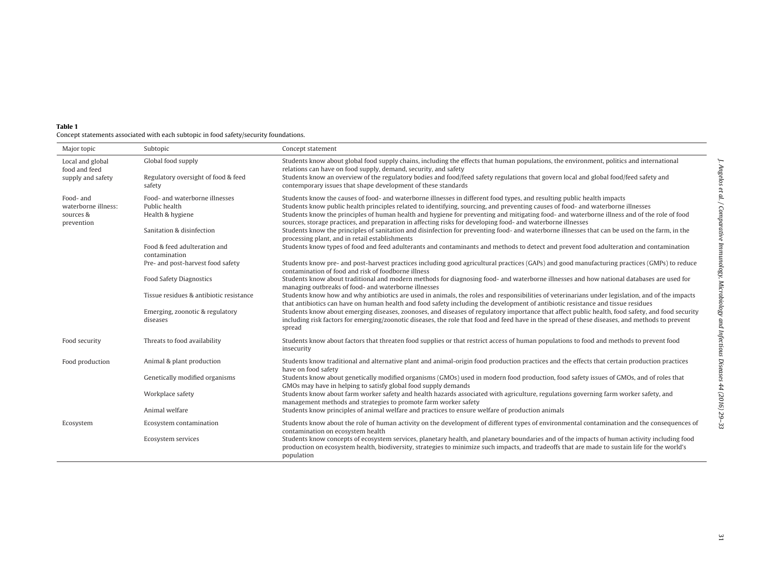**Table 1**
Concept statements associated with each subtopic in food safety/security foundations.

| Major topic | Subtopic | Concept statement |
|---|---|---|
| Local and global food and feed supply and safety | Global food supply | Students know about global food supply chains, including the effects that human populations, the environment, politics and international relations can have on food supply, demand, security, and safety |
| | Regulatory oversight of food & feed safety | Students know an overview of the regulatory bodies and food/feed safety regulations that govern local and global food/feed safety and contemporary issues that shape development of these standards |
| Food- and waterborne illness: sources & prevention | Food- and waterborne illnesses | Students know the causes of food- and waterborne illnesses in different food types, and resulting public health impacts |
| | Public health | Students know public health principles related to identifying, sourcing, and preventing causes of food- and waterborne illnesses |
| | Health & hygiene | Students know the principles of human health and hygiene for preventing and mitigating food- and waterborne illness and of the role of food sources, storage practices, and preparation in affecting risks for developing food- and waterborne illnesses |
| | Sanitation & disinfection | Students know the principles of sanitation and disinfection for preventing food- and waterborne illnesses that can be used on the farm, in the processing plant, and in retail establishments |
| | Food & feed adulteration and contamination | Students know types of food and feed adulterants and contaminants and methods to detect and prevent food adulteration and contamination |
| | Pre- and post-harvest food safety | Students know pre- and post-harvest practices including good agricultural practices (GAPs) and good manufacturing practices (GMPs) to reduce contamination of food and risk of foodborne illness |
| | Food Safety Diagnostics | Students know about traditional and modern methods for diagnosing food- and waterborne illnesses and how national databases are used for managing outbreaks of food- and waterborne illnesses |
| | Tissue residues & antibiotic resistance | Students know how and why antibiotics are used in animals, the roles and responsibilities of veterinarians under legislation, and of the impacts that antibiotics can have on human health and food safety including the development of antibiotic resistance and tissue residues |
| | Emerging, zoonotic & regulatory diseases | Students know about emerging diseases, zoonoses, and diseases of regulatory importance that affect public health, food safety, and food security including risk factors for emerging/zoonotic diseases, the role that food and feed have in the spread of these diseases, and methods to prevent spread |
| Food security | Threats to food availability | Students know about factors that threaten food supplies or that restrict access of human populations to food and methods to prevent food insecurity |
| Food production | Animal & plant production | Students know traditional and alternative plant and animal-origin food production practices and the effects that certain production practices have on food safety |
| | Genetically modified organisms | Students know about genetically modified organisms (GMOs) used in modern food production, food safety issues of GMOs, and of roles that GMOs may have in helping to satisfy global food supply demands |
| | Workplace safety | Students know about farm worker safety and health hazards associated with agriculture, regulations governing farm worker safety, and management methods and strategies to promote farm worker safety |
| | Animal welfare | Students know principles of animal welfare and practices to ensure welfare of production animals |
| Ecosystem | Ecosystem contamination | Students know about the role of human activity on the development of different types of environmental contamination and the consequences of contamination on ecosystem health |
| | Ecosystem services | Students know concepts of ecosystem services, planetary health, and planetary boundaries and of the impacts of human activity including food production on ecosystem health, biodiversity, strategies to minimize such impacts, and tradeoffs that are made to sustain life for the world's population |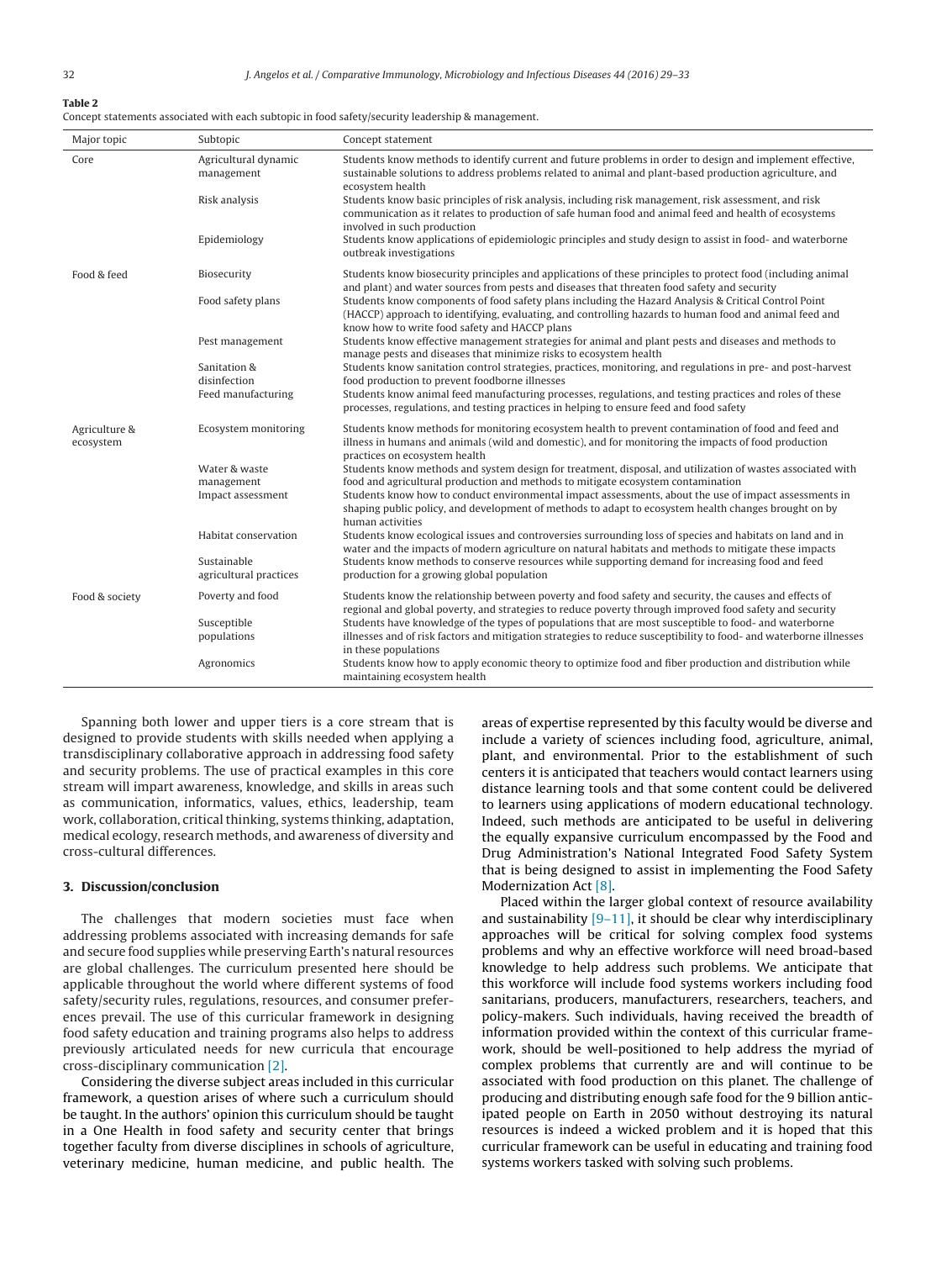**Table 2**
Concept statements associated with each subtopic in food safety/security leadership & management.

| Major topic | Subtopic | Concept statement |
|---|---|---|
| Core | Agricultural dynamic management | Students know methods to identify current and future problems in order to design and implement effective, sustainable solutions to address problems related to animal and plant-based production agriculture, and ecosystem health |
| | Risk analysis | Students know basic principles of risk analysis, including risk management, risk assessment, and risk communication as it relates to production of safe human food and animal feed and health of ecosystems involved in such production |
| | Epidemiology | Students know applications of epidemiologic principles and study design to assist in food- and waterborne outbreak investigations |
| Food & feed | Biosecurity | Students know biosecurity principles and applications of these principles to protect food (including animal and plant) and water sources from pests and diseases that threaten food safety and security |
| | Food safety plans | Students know components of food safety plans including the Hazard Analysis & Critical Control Point (HACCP) approach to identifying, evaluating, and controlling hazards to human food and animal feed and know how to write food safety and HACCP plans |
| | Pest management | Students know effective management strategies for animal and plant pests and diseases and methods to manage pests and diseases that minimize risks to ecosystem health |
| | Sanitation & disinfection | Students know sanitation control strategies, practices, monitoring, and regulations in pre- and post-harvest food production to prevent foodborne illnesses |
| | Feed manufacturing | Students know animal feed manufacturing processes, regulations, and testing practices and roles of these processes, regulations, and testing practices in helping to ensure feed and food safety |
| Agriculture & ecosystem | Ecosystem monitoring | Students know methods for monitoring ecosystem health to prevent contamination of food and feed and illness in humans and animals (wild and domestic), and for monitoring the impacts of food production practices on ecosystem health |
| | Water & waste management | Students know methods and system design for treatment, disposal, and utilization of wastes associated with food and agricultural production and methods to mitigate ecosystem contamination |
| | Impact assessment | Students know how to conduct environmental impact assessments, about the use of impact assessments in shaping public policy, and development of methods to adapt to ecosystem health changes brought on by human activities |
| | Habitat conservation | Students know ecological issues and controversies surrounding loss of species and habitats on land and in water and the impacts of modern agriculture on natural habitats and methods to mitigate these impacts |
| | Sustainable agricultural practices | Students know methods to conserve resources while supporting demand for increasing food and feed production for a growing global population |
| Food & society | Poverty and food | Students know the relationship between poverty and food safety and security, the causes and effects of regional and global poverty, and strategies to reduce poverty through improved food safety and security |
| | Susceptible populations | Students have knowledge of the types of populations that are most susceptible to food- and waterborne illnesses and of risk factors and mitigation strategies to reduce susceptibility to food- and waterborne illnesses in these populations |
| | Agronomics | Students know how to apply economic theory to optimize food and fiber production and distribution while maintaining ecosystem health |

Spanning both lower and upper tiers is a core stream that is designed to provide students with skills needed when applying a transdisciplinary collaborative approach in addressing food safety and security problems. The use of practical examples in this core stream will impart awareness, knowledge, and skills in areas such as communication, informatics, values, ethics, leadership, team work, collaboration, critical thinking, systems thinking, adaptation, medical ecology, research methods, and awareness of diversity and cross-cultural differences.

## 3. Discussion/conclusion

The challenges that modern societies must face when addressing problems associated with increasing demands for safe and secure food supplies while preserving Earth's natural resources are global challenges. The curriculum presented here should be applicable throughout the world where different systems of food safety/security rules, regulations, resources, and consumer preferences prevail. The use of this curricular framework in designing food safety education and training programs also helps to address previously articulated needs for new curricula that encourage cross-disciplinary communication [2].

Considering the diverse subject areas included in this curricular framework, a question arises of where such a curriculum should be taught. In the authors' opinion this curriculum should be taught in a One Health in food safety and security center that brings together faculty from diverse disciplines in schools of agriculture, veterinary medicine, human medicine, and public health. The areas of expertise represented by this faculty would be diverse and include a variety of sciences including food, agriculture, animal, plant, and environmental. Prior to the establishment of such centers it is anticipated that teachers would contact learners using distance learning tools and that some content could be delivered to learners using applications of modern educational technology. Indeed, such methods are anticipated to be useful in delivering the equally expansive curriculum encompassed by the Food and Drug Administration's National Integrated Food Safety System that is being designed to assist in implementing the Food Safety Modernization Act [8].

Placed within the larger global context of resource availability and sustainability [9–11], it should be clear why interdisciplinary approaches will be critical for solving complex food systems problems and why an effective workforce will need broad-based knowledge to help address such problems. We anticipate that this workforce will include food systems workers including food sanitarians, producers, manufacturers, researchers, teachers, and policy-makers. Such individuals, having received the breadth of information provided within the context of this curricular framework, should be well-positioned to help address the myriad of complex problems that currently are and will continue to be associated with food production on this planet. The challenge of producing and distributing enough safe food for the 9 billion anticipated people on Earth in 2050 without destroying its natural resources is indeed a wicked problem and it is hoped that this curricular framework can be useful in educating and training food systems workers tasked with solving such problems.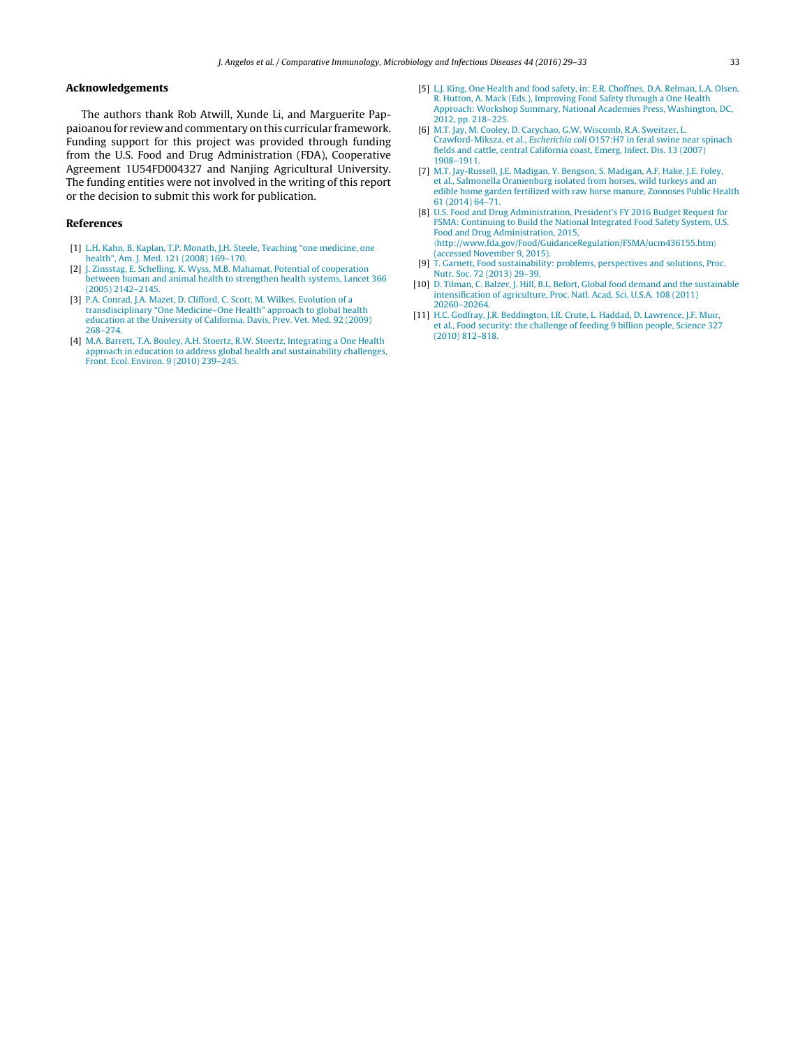## Acknowledgements

The authors thank Rob Atwill, Xunde Li, and Marguerite Pappaioanou for review and commentary on this curricular framework. Funding support for this project was provided through funding from the U.S. Food and Drug Administration (FDA), Cooperative Agreement 1U54FD004327 and Nanjing Agricultural University. The funding entities were not involved in the writing of this report or the decision to submit this work for publication.

## References

[1] L.H. Kahn, B. Kaplan, T.P. Monath, J.H. Steele, Teaching "one medicine, one health", Am. J. Med. 121 (2008) 169–170.

[2] J. Zinsstag, E. Schelling, K. Wyss, M.B. Mahamat, Potential of cooperation between human and animal health to strengthen health systems, Lancet 366 (2005) 2142–2145.

[3] P.A. Conrad, J.A. Mazet, D. Clifford, C. Scott, M. Wilkes, Evolution of a transdisciplinary "One Medicine–One Health" approach to global health education at the University of California, Davis, Prev. Vet. Med. 92 (2009) 268–274.

[4] M.A. Barrett, T.A. Bouley, A.H. Stoertz, R.W. Stoertz, Integrating a One Health approach in education to address global health and sustainability challenges, Front. Ecol. Environ. 9 (2010) 239–245.

[5] L.J. King, One Health and food safety, in: E.R. Choffnes, D.A. Relman, L.A. Olsen, R. Hutton, A. Mack (Eds.), Improving Food Safety through a One Health Approach: Workshop Summary, National Academies Press, Washington, DC, 2012, pp. 218–225.

[6] M.T. Jay, M. Cooley, D. Carychao, G.W. Wiscomb, R.A. Sweitzer, L. Crawford-Miksza, et al., *Escherichia coli* O157:H7 in feral swine near spinach fields and cattle, central California coast, Emerg. Infect. Dis. 13 (2007) 1908–1911.

[7] M.T. Jay-Russell, J.E. Madigan, Y. Bengson, S. Madigan, A.F. Hake, J.E. Foley, et al., Salmonella Oranienburg isolated from horses, wild turkeys and an edible home garden fertilized with raw horse manure, Zoonoses Public Health 61 (2014) 64–71.

[8] U.S. Food and Drug Administration, President's FY 2016 Budget Request for FSMA: Continuing to Build the National Integrated Food Safety System, U.S. Food and Drug Administration, 2015, ⟨http://www.fda.gov/Food/GuidanceRegulation/FSMA/ucm436155.htm⟩ (accessed November 9, 2015).

[9] T. Garnett, Food sustainability: problems, perspectives and solutions, Proc. Nutr. Soc. 72 (2013) 29–39.

[10] D. Tilman, C. Balzer, J. Hill, B.L. Befort, Global food demand and the sustainable intensification of agriculture, Proc. Natl. Acad. Sci. U.S.A. 108 (2011) 20260–20264.

[11] H.C. Godfray, J.R. Beddington, I.R. Crute, L. Haddad, D. Lawrence, J.F. Muir, et al., Food security: the challenge of feeding 9 billion people, Science 327 (2010) 812–818.